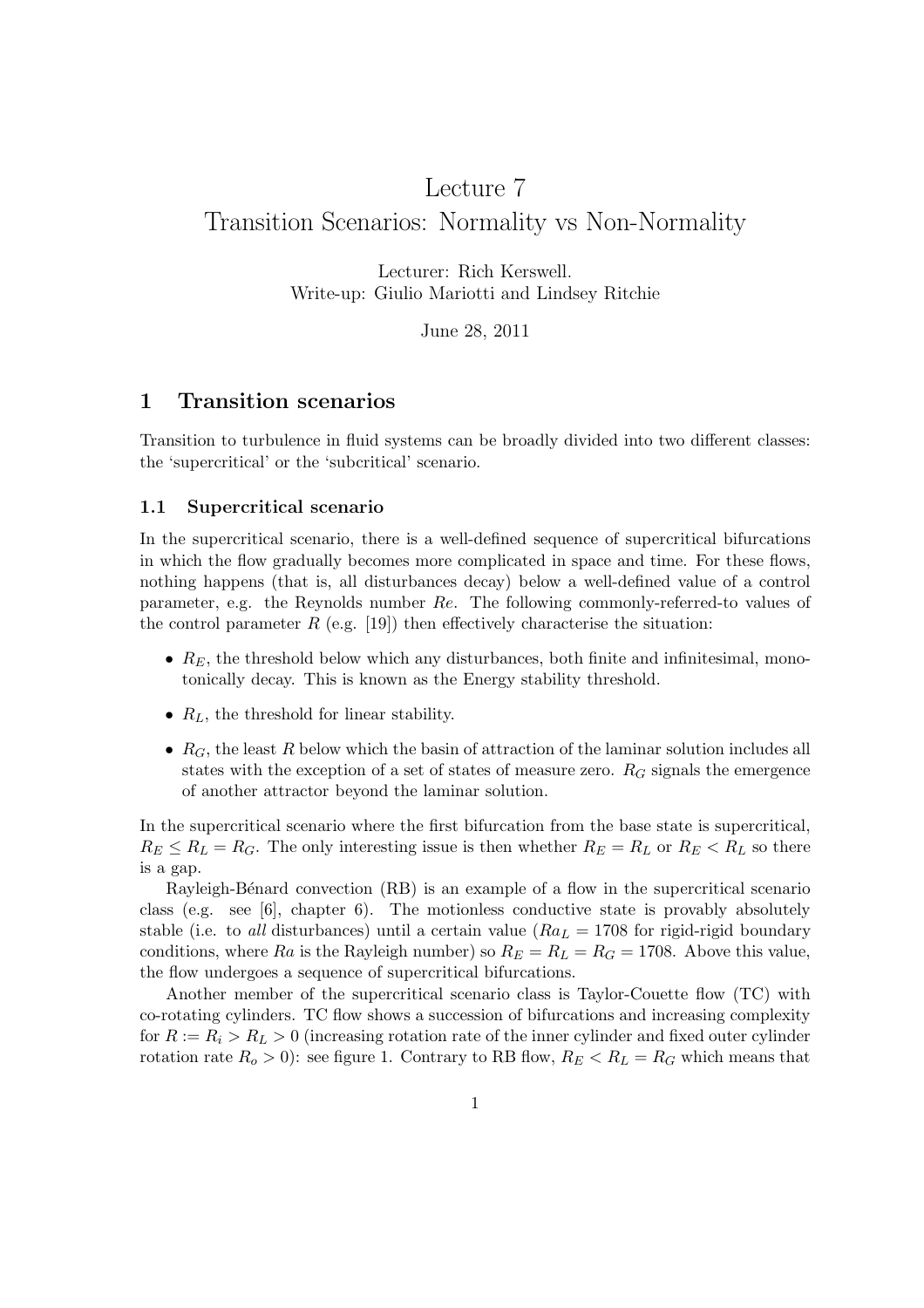# Lecture 7
# Transition Scenarios: Normality vs Non-Normality

Lecturer: Rich Kerswell.
Write-up: Giulio Mariotti and Lindsey Ritchie

June 28, 2011

## 1 Transition scenarios

Transition to turbulence in fluid systems can be broadly divided into two different classes: the 'supercritical' or the 'subcritical' scenario.

### 1.1 Supercritical scenario

In the supercritical scenario, there is a well-defined sequence of supercritical bifurcations in which the flow gradually becomes more complicated in space and time. For these flows, nothing happens (that is, all disturbances decay) below a well-defined value of a control parameter, e.g. the Reynolds number $Re$. The following commonly-referred-to values of the control parameter $R$ (e.g. [19]) then effectively characterise the situation:

- $R_E$, the threshold below which any disturbances, both finite and infinitesimal, monotonically decay. This is known as the Energy stability threshold.
- $R_L$, the threshold for linear stability.
- $R_G$, the least $R$ below which the basin of attraction of the laminar solution includes all states with the exception of a set of states of measure zero. $R_G$ signals the emergence of another attractor beyond the laminar solution.

In the supercritical scenario where the first bifurcation from the base state is supercritical, $R_E \leq R_L = R_G$. The only interesting issue is then whether $R_E = R_L$ or $R_E < R_L$ so there is a gap.

Rayleigh-Bénard convection (RB) is an example of a flow in the supercritical scenario class (e.g. see [6], chapter 6). The motionless conductive state is provably absolutely stable (i.e. to *all* disturbances) until a certain value ($Ra_L = 1708$ for rigid-rigid boundary conditions, where $Ra$ is the Rayleigh number) so $R_E = R_L = R_G = 1708$. Above this value, the flow undergoes a sequence of supercritical bifurcations.

Another member of the supercritical scenario class is Taylor-Couette flow (TC) with co-rotating cylinders. TC flow shows a succession of bifurcations and increasing complexity for $R := R_i > R_L > 0$ (increasing rotation rate of the inner cylinder and fixed outer cylinder rotation rate $R_o > 0$): see figure 1. Contrary to RB flow, $R_E < R_L = R_G$ which means that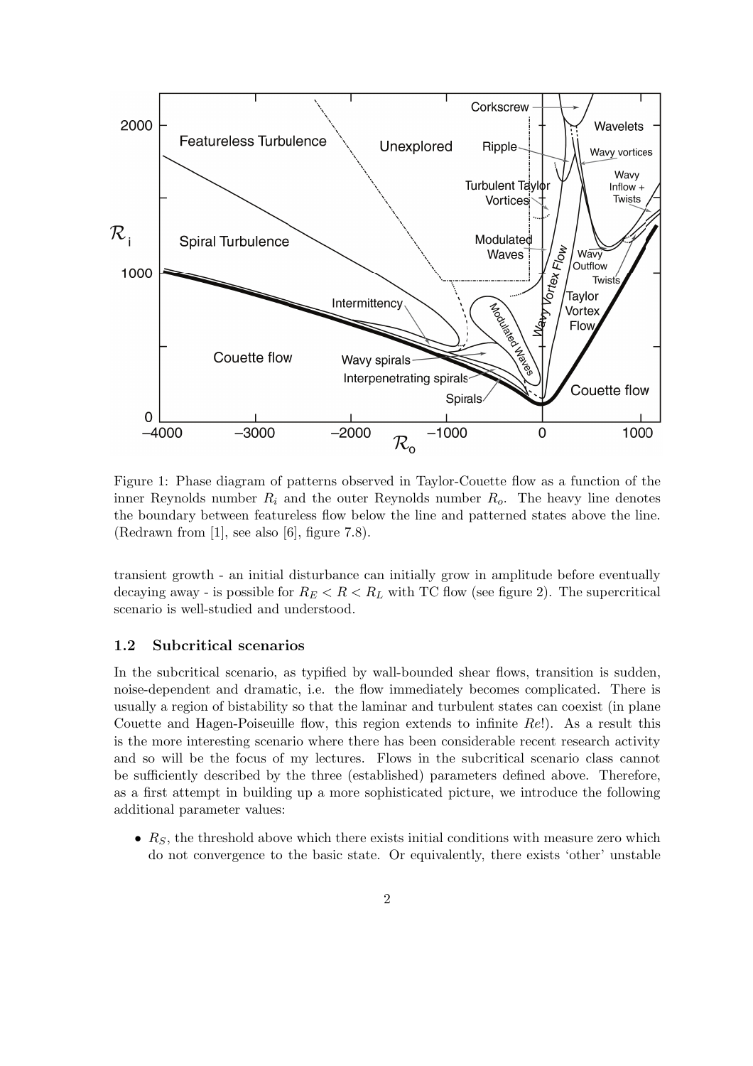Figure 1: Phase diagram of patterns observed in Taylor-Couette flow as a function of the inner Reynolds number $R_i$ and the outer Reynolds number $R_o$. The heavy line denotes the boundary between featureless flow below the line and patterned states above the line. (Redrawn from [1], see also [6], figure 7.8).

transient growth - an initial disturbance can initially grow in amplitude before eventually decaying away - is possible for $R_E < R < R_L$ with TC flow (see figure 2). The supercritical scenario is well-studied and understood.

### 1.2 Subcritical scenarios

In the subcritical scenario, as typified by wall-bounded shear flows, transition is sudden, noise-dependent and dramatic, i.e. the flow immediately becomes complicated. There is usually a region of bistability so that the laminar and turbulent states can coexist (in plane Couette and Hagen-Poiseuille flow, this region extends to infinite $Re$!). As a result this is the more interesting scenario where there has been considerable recent research activity and so will be the focus of my lectures. Flows in the subcritical scenario class cannot be sufficiently described by the three (established) parameters defined above. Therefore, as a first attempt in building up a more sophisticated picture, we introduce the following additional parameter values:

- $R_S$, the threshold above which there exists initial conditions with measure zero which do not convergence to the basic state. Or equivalently, there exists 'other' unstable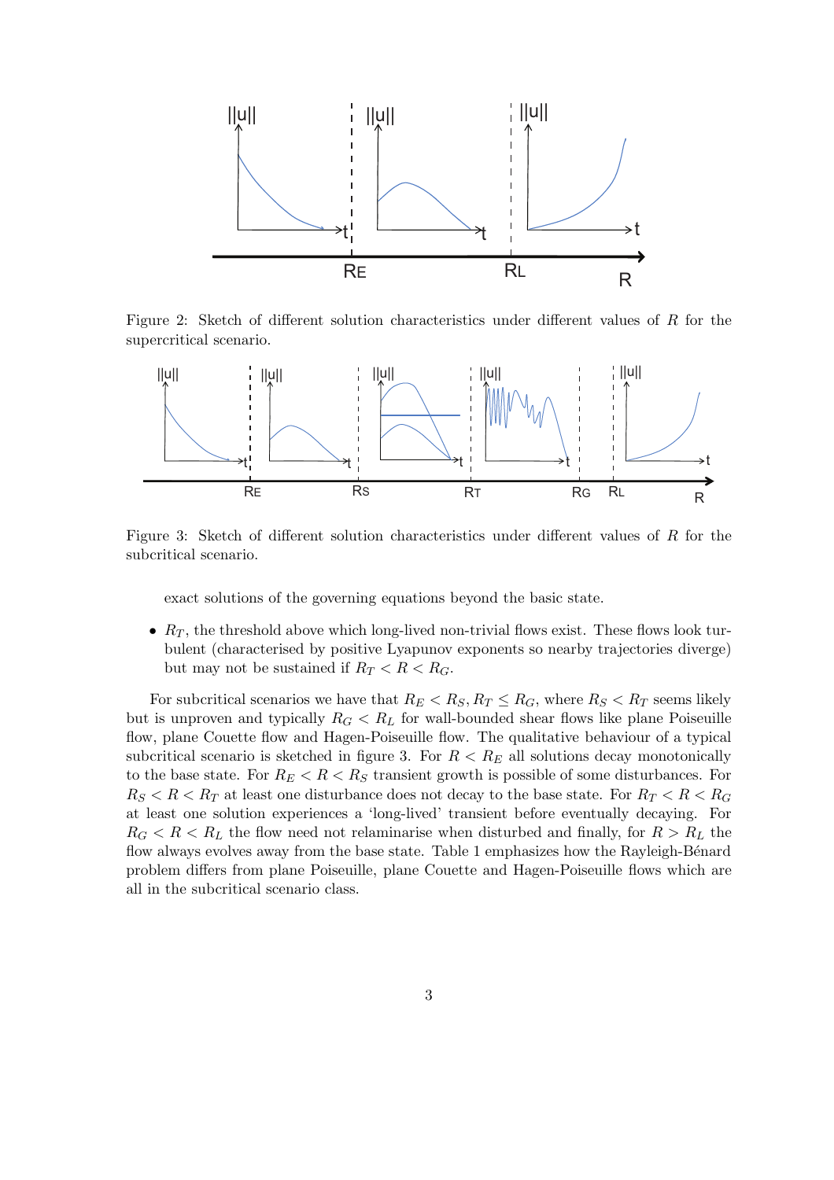Figure 2: Sketch of different solution characteristics under different values of $R$ for the supercritical scenario.

Figure 3: Sketch of different solution characteristics under different values of $R$ for the subcritical scenario.

exact solutions of the governing equations beyond the basic state.

- $R_T$, the threshold above which long-lived non-trivial flows exist. These flows look turbulent (characterised by positive Lyapunov exponents so nearby trajectories diverge) but may not be sustained if $R_T < R < R_G$.

For subcritical scenarios we have that $R_E < R_S, R_T \leq R_G$, where $R_S < R_T$ seems likely but is unproven and typically $R_G < R_L$ for wall-bounded shear flows like plane Poiseuille flow, plane Couette flow and Hagen-Poiseuille flow. The qualitative behaviour of a typical subcritical scenario is sketched in figure 3. For $R < R_E$ all solutions decay monotonically to the base state. For $R_E < R < R_S$ transient growth is possible of some disturbances. For $R_S < R < R_T$ at least one disturbance does not decay to the base state. For $R_T < R < R_G$ at least one solution experiences a 'long-lived' transient before eventually decaying. For $R_G < R < R_L$ the flow need not relaminarise when disturbed and finally, for $R > R_L$ the flow always evolves away from the base state. Table 1 emphasizes how the Rayleigh-Bénard problem differs from plane Poiseuille, plane Couette and Hagen-Poiseuille flows which are all in the subcritical scenario class.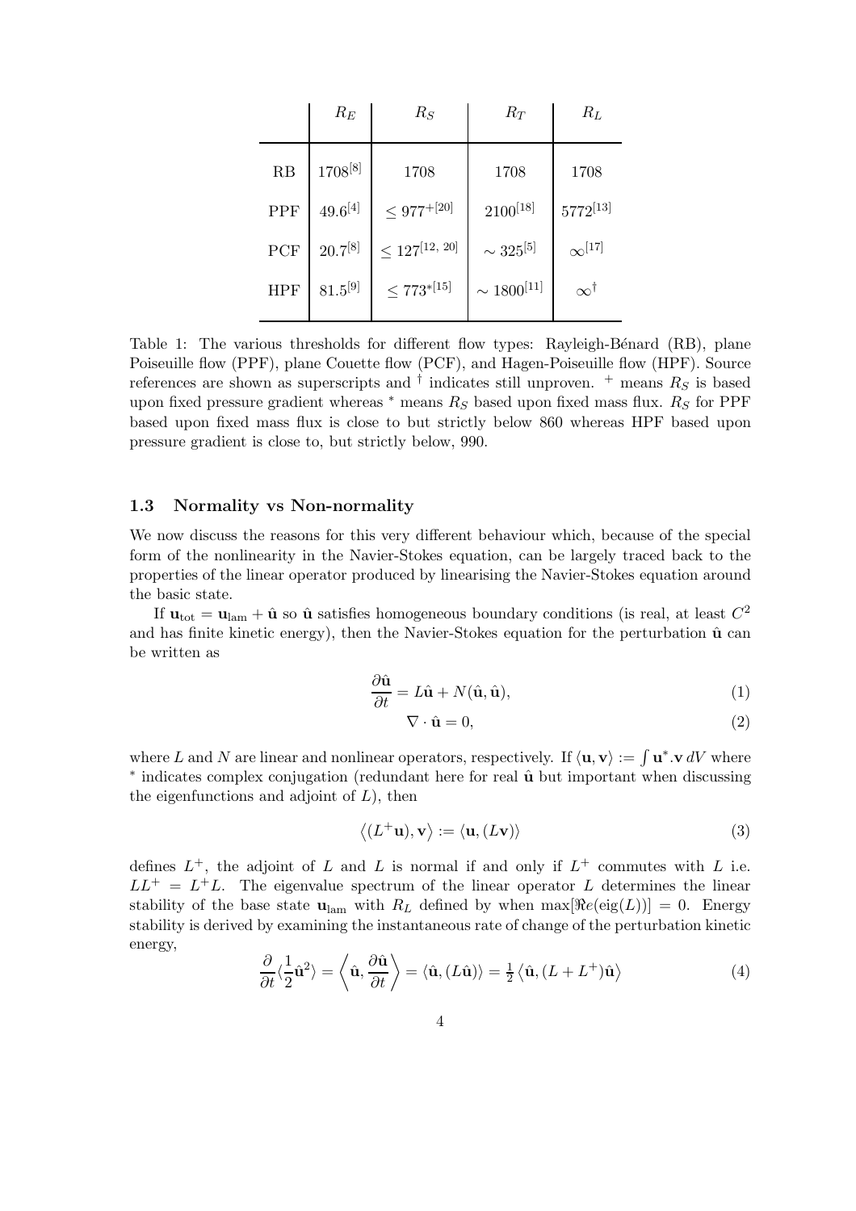| | $R_E$ | $R_S$ | $R_T$ | $R_L$ |
|---|---|---|---|---|
| RB | 1708[8] | 1708 | 1708 | 1708 |
| PPF | 49.6[4] | $\leq 977^{+}$[20] | 2100[18] | 5772[13] |
| PCF | 20.7[8] | $\leq 127$[12, 20] | $\sim 325$[5] | $\infty$[17] |
| HPF | 81.5[9] | $\leq 773^{*}$[15] | $\sim 1800$[11] | $\infty^{\dagger}$ |

Table 1: The various thresholds for different flow types: Rayleigh-Bénard (RB), plane Poiseuille flow (PPF), plane Couette flow (PCF), and Hagen-Poiseuille flow (HPF). Source references are shown as superscripts and $^{\dagger}$ indicates still unproven. $^{+}$ means $R_S$ is based upon fixed pressure gradient whereas $^{*}$ means $R_S$ based upon fixed mass flux. $R_S$ for PPF based upon fixed mass flux is close to but strictly below 860 whereas HPF based upon pressure gradient is close to, but strictly below, 990.

### 1.3 Normality vs Non-normality

We now discuss the reasons for this very different behaviour which, because of the special form of the nonlinearity in the Navier-Stokes equation, can be largely traced back to the properties of the linear operator produced by linearising the Navier-Stokes equation around the basic state.

If $\mathbf{u}_{\rm tot} = \mathbf{u}_{\rm lam} + \hat{\mathbf{u}}$ so $\hat{\mathbf{u}}$ satisfies homogeneous boundary conditions (is real, at least $C^2$ and has finite kinetic energy), then the Navier-Stokes equation for the perturbation $\hat{\mathbf{u}}$ can be written as

$$\frac{\partial \hat{\mathbf{u}}}{\partial t} = L\hat{\mathbf{u}} + N(\hat{\mathbf{u}}, \hat{\mathbf{u}}), \tag{1}$$

$$\nabla \cdot \hat{\mathbf{u}} = 0, \tag{2}$$

where $L$ and $N$ are linear and nonlinear operators, respectively. If $\langle \mathbf{u}, \mathbf{v} \rangle := \int \mathbf{u}^{*}.\mathbf{v}\, dV$ where $^{*}$ indicates complex conjugation (redundant here for real $\hat{\mathbf{u}}$ but important when discussing the eigenfunctions and adjoint of $L$), then

$$\langle (L^{+}\mathbf{u}), \mathbf{v} \rangle := \langle \mathbf{u}, (L\mathbf{v}) \rangle \tag{3}$$

defines $L^{+}$, the adjoint of $L$ and $L$ is normal if and only if $L^{+}$ commutes with $L$ i.e. $LL^{+} = L^{+}L$. The eigenvalue spectrum of the linear operator $L$ determines the linear stability of the base state $\mathbf{u}_{\rm lam}$ with $R_L$ defined by when $\max[\Re e(\text{eig}(L))] = 0$. Energy stability is derived by examining the instantaneous rate of change of the perturbation kinetic energy,

$$\frac{\partial}{\partial t}\langle \frac{1}{2}\hat{\mathbf{u}}^2 \rangle = \left\langle \hat{\mathbf{u}}, \frac{\partial \hat{\mathbf{u}}}{\partial t} \right\rangle = \langle \hat{\mathbf{u}}, (L\hat{\mathbf{u}}) \rangle = \tfrac{1}{2} \langle \hat{\mathbf{u}}, (L + L^{+})\hat{\mathbf{u}} \rangle \tag{4}$$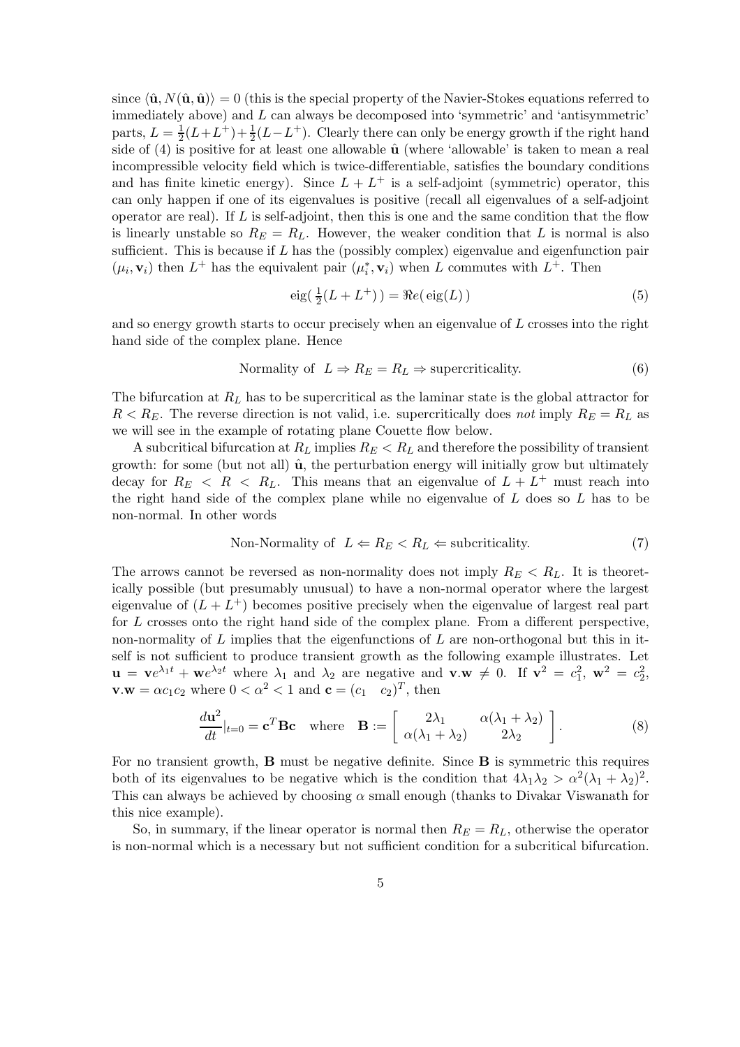since $\langle \hat{\mathbf{u}}, N(\hat{\mathbf{u}}, \hat{\mathbf{u}}) \rangle = 0$ (this is the special property of the Navier-Stokes equations referred to immediately above) and $L$ can always be decomposed into 'symmetric' and 'antisymmetric' parts, $L = \frac{1}{2}(L+L^+) + \frac{1}{2}(L-L^+)$. Clearly there can only be energy growth if the right hand side of (4) is positive for at least one allowable $\hat{\mathbf{u}}$ (where 'allowable' is taken to mean a real incompressible velocity field which is twice-differentiable, satisfies the boundary conditions and has finite kinetic energy). Since $L + L^+$ is a self-adjoint (symmetric) operator, this can only happen if one of its eigenvalues is positive (recall all eigenvalues of a self-adjoint operator are real). If $L$ is self-adjoint, then this is one and the same condition that the flow is linearly unstable so $R_E = R_L$. However, the weaker condition that $L$ is normal is also sufficient. This is because if $L$ has the (possibly complex) eigenvalue and eigenfunction pair $(\mu_i, \mathbf{v}_i)$ then $L^+$ has the equivalent pair $(\mu_i^*, \mathbf{v}_i)$ when $L$ commutes with $L^+$. Then

$$\mathrm{eig}(\,\tfrac{1}{2}(L+L^+)\,) = \Re e(\,\mathrm{eig}(L)\,) \tag{5}$$

and so energy growth starts to occur precisely when an eigenvalue of $L$ crosses into the right hand side of the complex plane. Hence

$$\text{Normality of } \; L \Rightarrow R_E = R_L \Rightarrow \text{supercriticality}. \tag{6}$$

The bifurcation at $R_L$ has to be supercritical as the laminar state is the global attractor for $R < R_E$. The reverse direction is not valid, i.e. supercritically does *not* imply $R_E = R_L$ as we will see in the example of rotating plane Couette flow below.

A subcritical bifurcation at $R_L$ implies $R_E < R_L$ and therefore the possibility of transient growth: for some (but not all) $\hat{\mathbf{u}}$, the perturbation energy will initially grow but ultimately decay for $R_E < R < R_L$. This means that an eigenvalue of $L + L^+$ must reach into the right hand side of the complex plane while no eigenvalue of $L$ does so $L$ has to be non-normal. In other words

$$\text{Non-Normality of } \; L \Leftarrow R_E < R_L \Leftarrow \text{subcriticality}. \tag{7}$$

The arrows cannot be reversed as non-normality does not imply $R_E < R_L$. It is theoretically possible (but presumably unusual) to have a non-normal operator where the largest eigenvalue of $(L + L^+)$ becomes positive precisely when the eigenvalue of largest real part for $L$ crosses onto the right hand side of the complex plane. From a different perspective, non-normality of $L$ implies that the eigenfunctions of $L$ are non-orthogonal but this in itself is not sufficient to produce transient growth as the following example illustrates. Let $\mathbf{u} = \mathbf{v}e^{\lambda_1 t} + \mathbf{w}e^{\lambda_2 t}$ where $\lambda_1$ and $\lambda_2$ are negative and $\mathbf{v}.\mathbf{w} \neq 0$. If $\mathbf{v}^2 = c_1^2$, $\mathbf{w}^2 = c_2^2$, $\mathbf{v}.\mathbf{w} = \alpha c_1 c_2$ where $0 < \alpha^2 < 1$ and $\mathbf{c} = (c_1 \quad c_2)^T$, then

$$\frac{d\mathbf{u}^2}{dt}\Big|_{t=0} = \mathbf{c}^T \mathbf{B} \mathbf{c} \quad \text{where} \quad \mathbf{B} := \begin{bmatrix} 2\lambda_1 & \alpha(\lambda_1+\lambda_2) \\ \alpha(\lambda_1+\lambda_2) & 2\lambda_2 \end{bmatrix}. \tag{8}$$

For no transient growth, $\mathbf{B}$ must be negative definite. Since $\mathbf{B}$ is symmetric this requires both of its eigenvalues to be negative which is the condition that $4\lambda_1\lambda_2 > \alpha^2(\lambda_1+\lambda_2)^2$. This can always be achieved by choosing $\alpha$ small enough (thanks to Divakar Viswanath for this nice example).

So, in summary, if the linear operator is normal then $R_E = R_L$, otherwise the operator is non-normal which is a necessary but not sufficient condition for a subcritical bifurcation.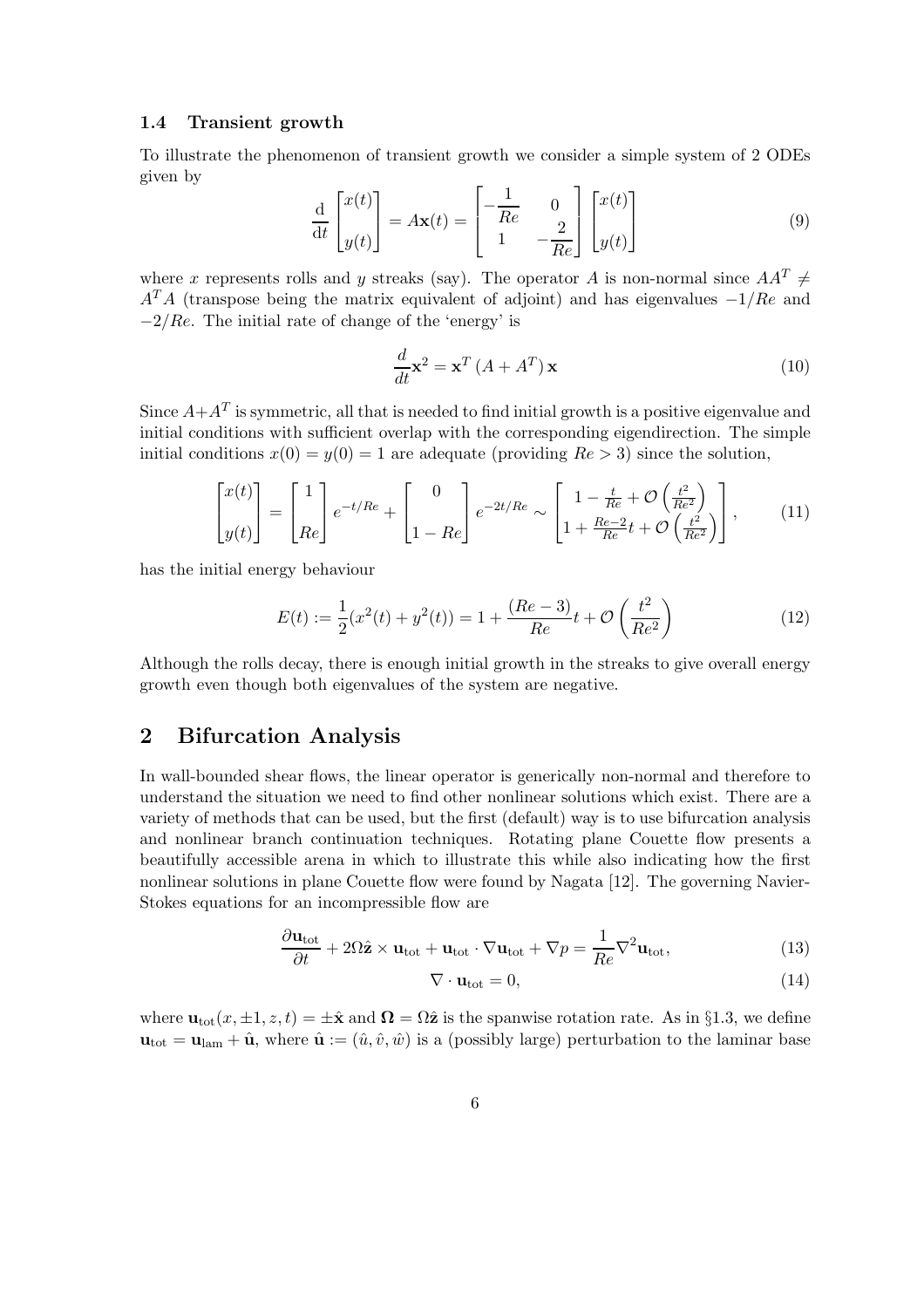### 1.4 Transient growth

To illustrate the phenomenon of transient growth we consider a simple system of 2 ODEs given by

$$\frac{\mathrm{d}}{\mathrm{d}t}\begin{bmatrix} x(t) \\ y(t) \end{bmatrix} = A\mathbf{x}(t) = \begin{bmatrix} -\dfrac{1}{Re} & 0 \\ 1 & -\dfrac{2}{Re} \end{bmatrix} \begin{bmatrix} x(t) \\ y(t) \end{bmatrix} \tag{9}$$

where $x$ represents rolls and $y$ streaks (say). The operator $A$ is non-normal since $AA^T \neq A^TA$ (transpose being the matrix equivalent of adjoint) and has eigenvalues $-1/Re$ and $-2/Re$. The initial rate of change of the 'energy' is

$$\frac{d}{dt}\mathbf{x}^2 = \mathbf{x}^T\left(A + A^T\right)\mathbf{x} \tag{10}$$

Since $A+A^T$ is symmetric, all that is needed to find initial growth is a positive eigenvalue and initial conditions with sufficient overlap with the corresponding eigendirection. The simple initial conditions $x(0) = y(0) = 1$ are adequate (providing $Re > 3$) since the solution,

$$\begin{bmatrix} x(t) \\ y(t) \end{bmatrix} = \begin{bmatrix} 1 \\ Re \end{bmatrix} e^{-t/Re} + \begin{bmatrix} 0 \\ 1 - Re \end{bmatrix} e^{-2t/Re} \sim \begin{bmatrix} 1 - \frac{t}{Re} + \mathcal{O}\left(\frac{t^2}{Re^2}\right) \\ 1 + \frac{Re-2}{Re}t + \mathcal{O}\left(\frac{t^2}{Re^2}\right) \end{bmatrix}, \tag{11}$$

has the initial energy behaviour

$$E(t) := \frac{1}{2}(x^2(t) + y^2(t)) = 1 + \frac{(Re-3)}{Re}t + \mathcal{O}\left(\frac{t^2}{Re^2}\right) \tag{12}$$

Although the rolls decay, there is enough initial growth in the streaks to give overall energy growth even though both eigenvalues of the system are negative.

## 2 Bifurcation Analysis

In wall-bounded shear flows, the linear operator is generically non-normal and therefore to understand the situation we need to find other nonlinear solutions which exist. There are a variety of methods that can be used, but the first (default) way is to use bifurcation analysis and nonlinear branch continuation techniques. Rotating plane Couette flow presents a beautifully accessible arena in which to illustrate this while also indicating how the first nonlinear solutions in plane Couette flow were found by Nagata [12]. The governing Navier-Stokes equations for an incompressible flow are

$$\frac{\partial \mathbf{u}_{\text{tot}}}{\partial t} + 2\Omega\hat{\mathbf{z}} \times \mathbf{u}_{\text{tot}} + \mathbf{u}_{\text{tot}} \cdot \nabla\mathbf{u}_{\text{tot}} + \nabla p = \frac{1}{Re}\nabla^2\mathbf{u}_{\text{tot}}, \tag{13}$$

$$\nabla \cdot \mathbf{u}_{\text{tot}} = 0, \tag{14}$$

where $\mathbf{u}_{\text{tot}}(x, \pm 1, z, t) = \pm\hat{\mathbf{x}}$ and $\mathbf{\Omega} = \Omega\hat{\mathbf{z}}$ is the spanwise rotation rate. As in §1.3, we define $\mathbf{u}_{\text{tot}} = \mathbf{u}_{\text{lam}} + \hat{\mathbf{u}}$, where $\hat{\mathbf{u}} := (\hat{u}, \hat{v}, \hat{w})$ is a (possibly large) perturbation to the laminar base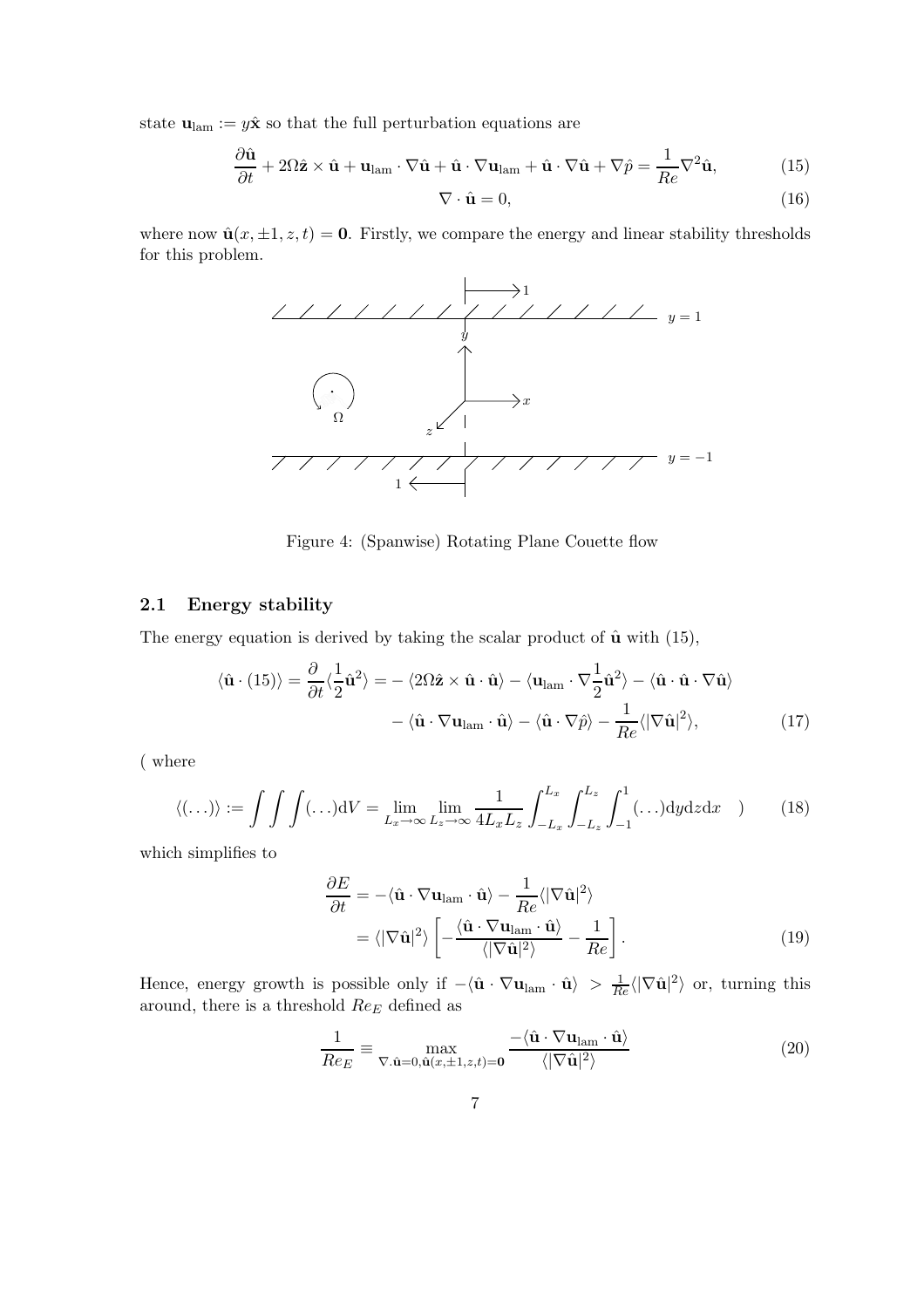state $\mathbf{u}_{\text{lam}} := y\hat{\mathbf{x}}$ so that the full perturbation equations are

$$\frac{\partial \hat{\mathbf{u}}}{\partial t} + 2\Omega\hat{\mathbf{z}} \times \hat{\mathbf{u}} + \mathbf{u}_{\text{lam}} \cdot \nabla\hat{\mathbf{u}} + \hat{\mathbf{u}} \cdot \nabla\mathbf{u}_{\text{lam}} + \hat{\mathbf{u}} \cdot \nabla\hat{\mathbf{u}} + \nabla\hat{p} = \frac{1}{Re}\nabla^2\hat{\mathbf{u}}, \tag{15}$$

$$\nabla \cdot \hat{\mathbf{u}} = 0, \tag{16}$$

where now $\hat{\mathbf{u}}(x, \pm 1, z, t) = \mathbf{0}$. Firstly, we compare the energy and linear stability thresholds for this problem.

Figure 4: (Spanwise) Rotating Plane Couette flow

## 2.1 Energy stability

The energy equation is derived by taking the scalar product of $\hat{\mathbf{u}}$ with (15),

$$\begin{aligned}\langle \hat{\mathbf{u}} \cdot (15) \rangle = \frac{\partial}{\partial t}\langle \frac{1}{2}\hat{\mathbf{u}}^2 \rangle = &- \langle 2\Omega\hat{\mathbf{z}} \times \hat{\mathbf{u}} \cdot \hat{\mathbf{u}} \rangle - \langle \mathbf{u}_{\text{lam}} \cdot \nabla \frac{1}{2}\hat{\mathbf{u}}^2 \rangle - \langle \hat{\mathbf{u}} \cdot \hat{\mathbf{u}} \cdot \nabla\hat{\mathbf{u}} \rangle \\ &- \langle \hat{\mathbf{u}} \cdot \nabla\mathbf{u}_{\text{lam}} \cdot \hat{\mathbf{u}} \rangle - \langle \hat{\mathbf{u}} \cdot \nabla\hat{p} \rangle - \frac{1}{Re}\langle |\nabla\hat{\mathbf{u}}|^2 \rangle,\end{aligned} \tag{17}$$

( where

$$\langle (\dots) \rangle := \int\int\int (\dots) \mathrm{d}V = \lim_{L_x \to \infty} \lim_{L_z \to \infty} \frac{1}{4L_x L_z} \int_{-L_x}^{L_x} \int_{-L_z}^{L_z} \int_{-1}^{1} (\dots) \mathrm{d}y\mathrm{d}z\mathrm{d}x \quad ) \tag{18}$$

which simplifies to

$$\begin{aligned}\frac{\partial E}{\partial t} &= -\langle \hat{\mathbf{u}} \cdot \nabla\mathbf{u}_{\text{lam}} \cdot \hat{\mathbf{u}} \rangle - \frac{1}{Re}\langle |\nabla\hat{\mathbf{u}}|^2 \rangle \\ &= \langle |\nabla\hat{\mathbf{u}}|^2 \rangle \left[ -\frac{\langle \hat{\mathbf{u}} \cdot \nabla\mathbf{u}_{\text{lam}} \cdot \hat{\mathbf{u}} \rangle}{\langle |\nabla\hat{\mathbf{u}}|^2 \rangle} - \frac{1}{Re} \right].\end{aligned} \tag{19}$$

Hence, energy growth is possible only if $-\langle \hat{\mathbf{u}} \cdot \nabla\mathbf{u}_{\text{lam}} \cdot \hat{\mathbf{u}} \rangle > \frac{1}{Re}\langle |\nabla\hat{\mathbf{u}}|^2 \rangle$ or, turning this around, there is a threshold $Re_E$ defined as

$$\frac{1}{Re_E} \equiv \max_{\nabla \cdot \hat{\mathbf{u}} = 0, \hat{\mathbf{u}}(x, \pm 1, z, t) = \mathbf{0}} \frac{-\langle \hat{\mathbf{u}} \cdot \nabla\mathbf{u}_{\text{lam}} \cdot \hat{\mathbf{u}} \rangle}{\langle |\nabla\hat{\mathbf{u}}|^2 \rangle} \tag{20}$$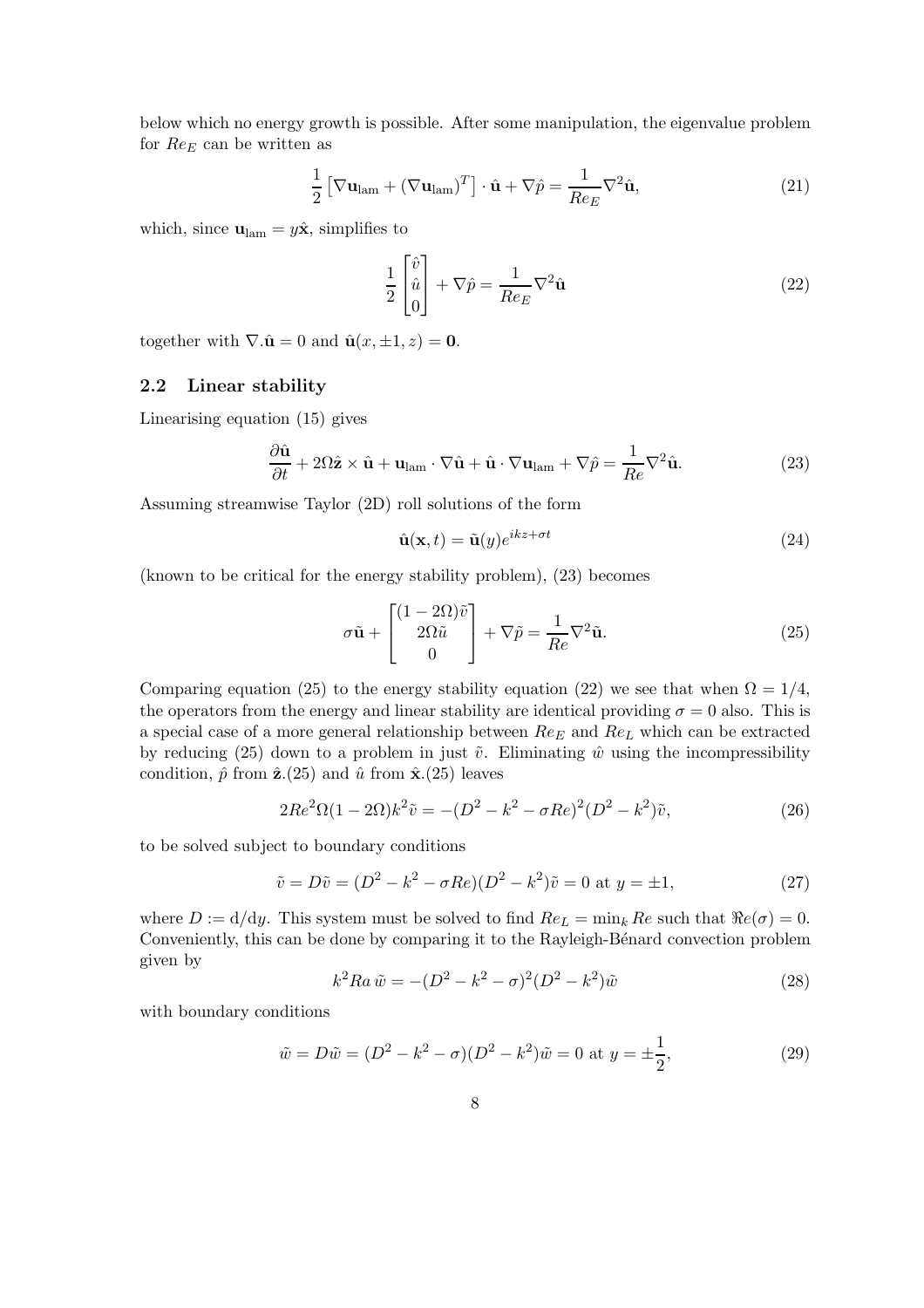below which no energy growth is possible. After some manipulation, the eigenvalue problem for $Re_E$ can be written as

$$\frac{1}{2}\left[\nabla \mathbf{u}_{\text{lam}} + (\nabla \mathbf{u}_{\text{lam}})^T\right] \cdot \hat{\mathbf{u}} + \nabla \hat{p} = \frac{1}{Re_E} \nabla^2 \hat{\mathbf{u}}, \tag{21}$$

which, since $\mathbf{u}_{\text{lam}} = y\hat{\mathbf{x}}$, simplifies to

$$\frac{1}{2}\begin{bmatrix} \hat{v} \\ \hat{u} \\ 0 \end{bmatrix} + \nabla \hat{p} = \frac{1}{Re_E} \nabla^2 \hat{\mathbf{u}} \tag{22}$$

together with $\nabla . \hat{\mathbf{u}} = 0$ and $\hat{\mathbf{u}}(x, \pm 1, z) = \mathbf{0}$.

### 2.2 Linear stability

Linearising equation (15) gives

$$\frac{\partial \hat{\mathbf{u}}}{\partial t} + 2\Omega \hat{\mathbf{z}} \times \hat{\mathbf{u}} + \mathbf{u}_{\text{lam}} \cdot \nabla \hat{\mathbf{u}} + \hat{\mathbf{u}} \cdot \nabla \mathbf{u}_{\text{lam}} + \nabla \hat{p} = \frac{1}{Re} \nabla^2 \hat{\mathbf{u}}. \tag{23}$$

Assuming streamwise Taylor (2D) roll solutions of the form

$$\hat{\mathbf{u}}(\mathbf{x}, t) = \tilde{\mathbf{u}}(y) e^{ikz + \sigma t} \tag{24}$$

(known to be critical for the energy stability problem), (23) becomes

$$\sigma \tilde{\mathbf{u}} + \begin{bmatrix} (1 - 2\Omega)\tilde{v} \\ 2\Omega \tilde{u} \\ 0 \end{bmatrix} + \nabla \tilde{p} = \frac{1}{Re} \nabla^2 \tilde{\mathbf{u}}. \tag{25}$$

Comparing equation (25) to the energy stability equation (22) we see that when $\Omega = 1/4$, the operators from the energy and linear stability are identical providing $\sigma = 0$ also. This is a special case of a more general relationship between $Re_E$ and $Re_L$ which can be extracted by reducing (25) down to a problem in just $\tilde{v}$. Eliminating $\hat{w}$ using the incompressibility condition, $\hat{p}$ from $\hat{\mathbf{z}}$.(25) and $\hat{u}$ from $\hat{\mathbf{x}}$.(25) leaves

$$2Re^2 \Omega (1 - 2\Omega) k^2 \tilde{v} = -(D^2 - k^2 - \sigma Re)^2 (D^2 - k^2) \tilde{v}, \tag{26}$$

to be solved subject to boundary conditions

$$\tilde{v} = D\tilde{v} = (D^2 - k^2 - \sigma Re)(D^2 - k^2)\tilde{v} = 0 \text{ at } y = \pm 1, \tag{27}$$

where $D := \mathrm{d}/\mathrm{d}y$. This system must be solved to find $Re_L = \min_k Re$ such that $\Re e(\sigma) = 0$. Conveniently, this can be done by comparing it to the Rayleigh-Bénard convection problem given by

$$k^2 Ra\, \tilde{w} = -(D^2 - k^2 - \sigma)^2 (D^2 - k^2) \tilde{w} \tag{28}$$

with boundary conditions

$$\tilde{w} = D\tilde{w} = (D^2 - k^2 - \sigma)(D^2 - k^2)\tilde{w} = 0 \text{ at } y = \pm \frac{1}{2}, \tag{29}$$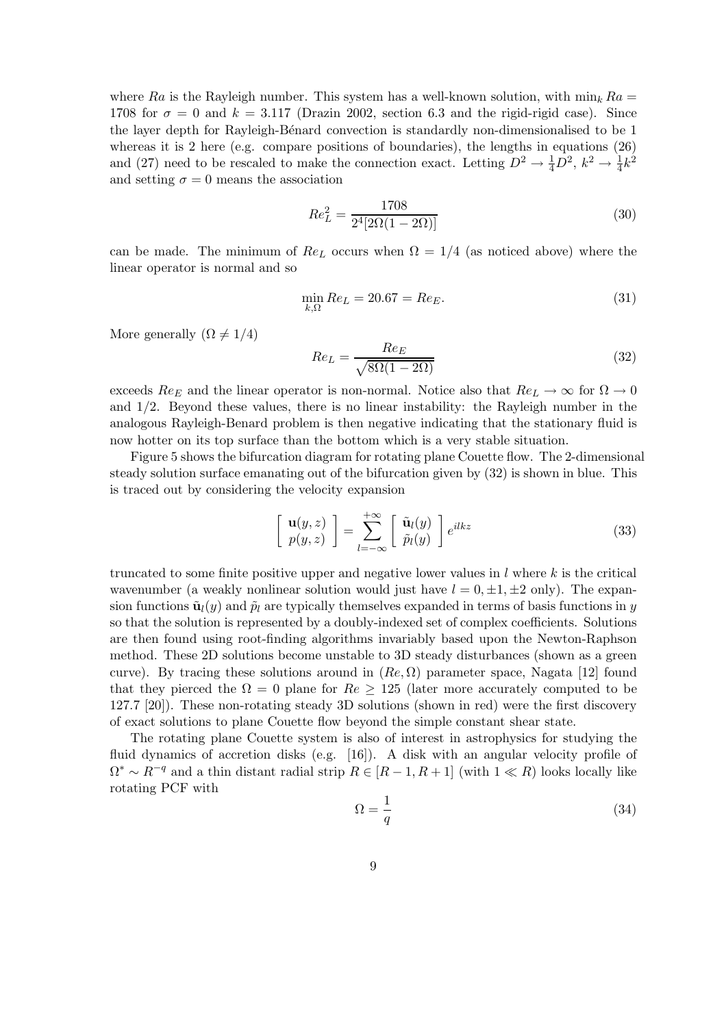where $Ra$ is the Rayleigh number. This system has a well-known solution, with $\min_k Ra = 1708$ for $\sigma = 0$ and $k = 3.117$ (Drazin 2002, section 6.3 and the rigid-rigid case). Since the layer depth for Rayleigh-Bénard convection is standardly non-dimensionalised to be 1 whereas it is 2 here (e.g. compare positions of boundaries), the lengths in equations (26) and (27) need to be rescaled to make the connection exact. Letting $D^2 \to \frac{1}{4}D^2$, $k^2 \to \frac{1}{4}k^2$ and setting $\sigma = 0$ means the association

$$Re_L^2 = \frac{1708}{2^4[2\Omega(1-2\Omega)]} \tag{30}$$

can be made. The minimum of $Re_L$ occurs when $\Omega = 1/4$ (as noticed above) where the linear operator is normal and so

$$\min_{k,\Omega} Re_L = 20.67 = Re_E. \tag{31}$$

More generally ($\Omega \neq 1/4$)

$$Re_L = \frac{Re_E}{\sqrt{8\Omega(1-2\Omega)}} \tag{32}$$

exceeds $Re_E$ and the linear operator is non-normal. Notice also that $Re_L \to \infty$ for $\Omega \to 0$ and $1/2$. Beyond these values, there is no linear instability: the Rayleigh number in the analogous Rayleigh-Benard problem is then negative indicating that the stationary fluid is now hotter on its top surface than the bottom which is a very stable situation.

Figure 5 shows the bifurcation diagram for rotating plane Couette flow. The 2-dimensional steady solution surface emanating out of the bifurcation given by (32) is shown in blue. This is traced out by considering the velocity expansion

$$\begin{bmatrix} \mathbf{u}(y,z) \\ p(y,z) \end{bmatrix} = \sum_{l=-\infty}^{+\infty} \begin{bmatrix} \tilde{\mathbf{u}}_l(y) \\ \tilde{p}_l(y) \end{bmatrix} e^{ilkz} \tag{33}$$

truncated to some finite positive upper and negative lower values in $l$ where $k$ is the critical wavenumber (a weakly nonlinear solution would just have $l = 0, \pm 1, \pm 2$ only). The expansion functions $\tilde{\mathbf{u}}_l(y)$ and $\tilde{p}_l$ are typically themselves expanded in terms of basis functions in $y$ so that the solution is represented by a doubly-indexed set of complex coefficients. Solutions are then found using root-finding algorithms invariably based upon the Newton-Raphson method. These 2D solutions become unstable to 3D steady disturbances (shown as a green curve). By tracing these solutions around in $(Re, \Omega)$ parameter space, Nagata [12] found that they pierced the $\Omega = 0$ plane for $Re \geq 125$ (later more accurately computed to be 127.7 [20]). These non-rotating steady 3D solutions (shown in red) were the first discovery of exact solutions to plane Couette flow beyond the simple constant shear state.

The rotating plane Couette system is also of interest in astrophysics for studying the fluid dynamics of accretion disks (e.g. [16]). A disk with an angular velocity profile of $\Omega^* \sim R^{-q}$ and a thin distant radial strip $R \in [R-1, R+1]$ (with $1 \ll R$) looks locally like rotating PCF with

$$\Omega = \frac{1}{q} \tag{34}$$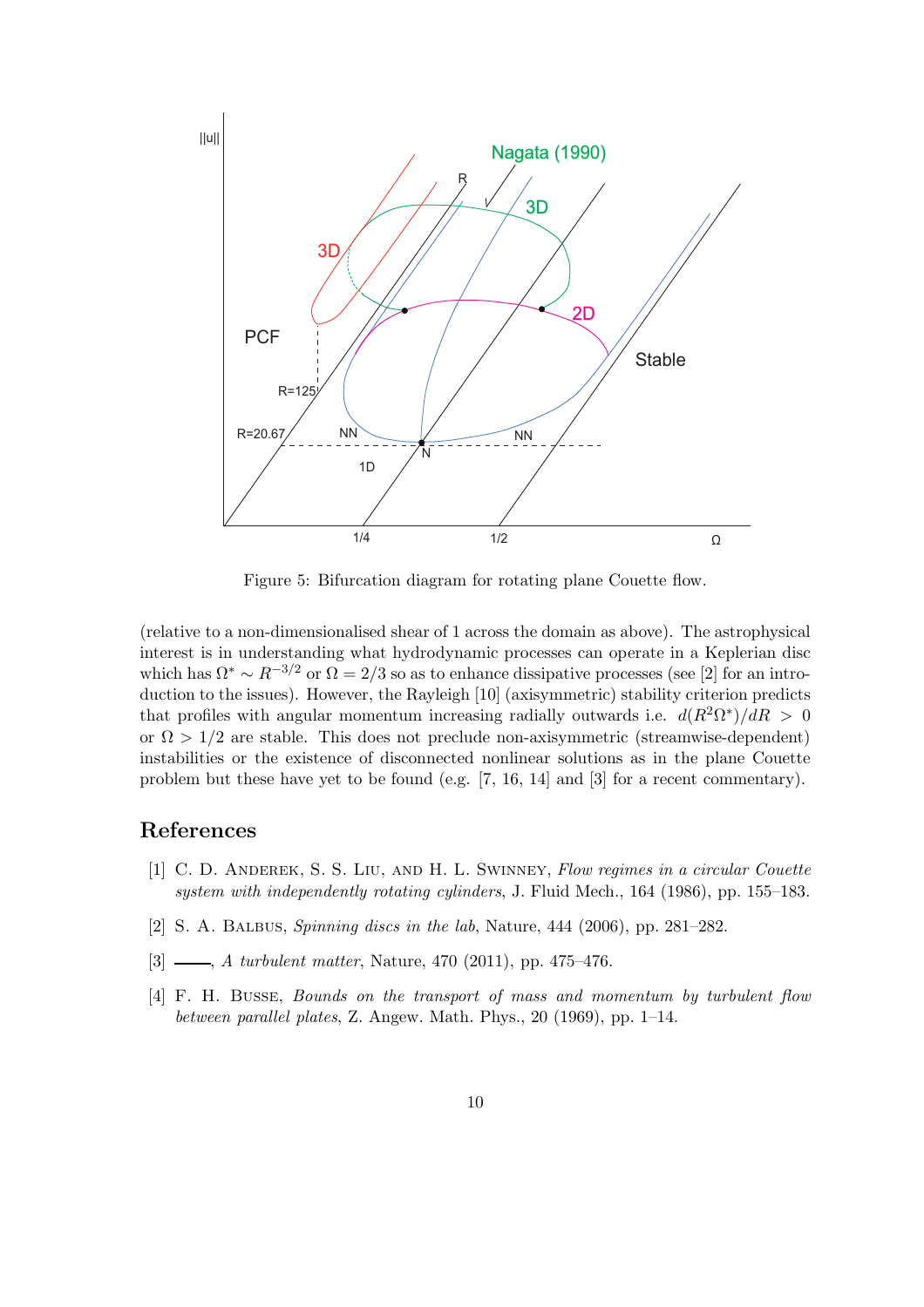Figure 5: Bifurcation diagram for rotating plane Couette flow.

(relative to a non-dimensionalised shear of 1 across the domain as above). The astrophysical interest is in understanding what hydrodynamic processes can operate in a Keplerian disc which has $\Omega^* \sim R^{-3/2}$ or $\Omega = 2/3$ so as to enhance dissipative processes (see [2] for an introduction to the issues). However, the Rayleigh [10] (axisymmetric) stability criterion predicts that profiles with angular momentum increasing radially outwards i.e. $d(R^2\Omega^*)/dR > 0$ or $\Omega > 1/2$ are stable. This does not preclude non-axisymmetric (streamwise-dependent) instabilities or the existence of disconnected nonlinear solutions as in the plane Couette problem but these have yet to be found (e.g. [7, 16, 14] and [3] for a recent commentary).

## References

[1] C. D. Anderek, S. S. Liu, and H. L. Swinney, *Flow regimes in a circular Couette system with independently rotating cylinders*, J. Fluid Mech., 164 (1986), pp. 155–183.

[2] S. A. Balbus, *Spinning discs in the lab*, Nature, 444 (2006), pp. 281–282.

[3] ———, *A turbulent matter*, Nature, 470 (2011), pp. 475–476.

[4] F. H. Busse, *Bounds on the transport of mass and momentum by turbulent flow between parallel plates*, Z. Angew. Math. Phys., 20 (1969), pp. 1–14.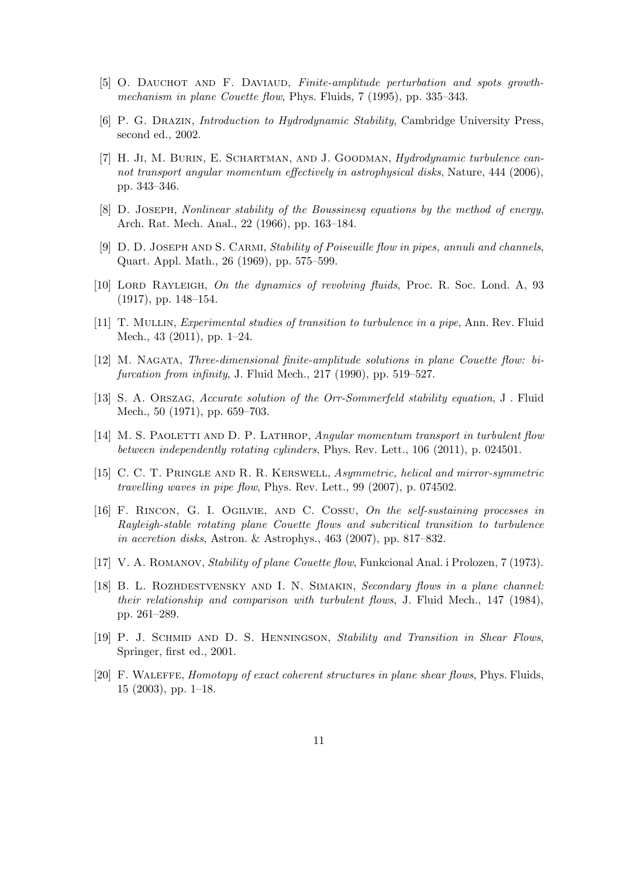[5] O. Dauchot and F. Daviaud, *Finite-amplitude perturbation and spots growth-mechanism in plane Couette flow*, Phys. Fluids, 7 (1995), pp. 335–343.

[6] P. G. Drazin, *Introduction to Hydrodynamic Stability*, Cambridge University Press, second ed., 2002.

[7] H. Ji, M. Burin, E. Schartman, and J. Goodman, *Hydrodynamic turbulence cannot transport angular momentum effectively in astrophysical disks*, Nature, 444 (2006), pp. 343–346.

[8] D. Joseph, *Nonlinear stability of the Boussinesq equations by the method of energy*, Arch. Rat. Mech. Anal., 22 (1966), pp. 163–184.

[9] D. D. Joseph and S. Carmi, *Stability of Poiseuille flow in pipes, annuli and channels*, Quart. Appl. Math., 26 (1969), pp. 575–599.

[10] Lord Rayleigh, *On the dynamics of revolving fluids*, Proc. R. Soc. Lond. A, 93 (1917), pp. 148–154.

[11] T. Mullin, *Experimental studies of transition to turbulence in a pipe*, Ann. Rev. Fluid Mech., 43 (2011), pp. 1–24.

[12] M. Nagata, *Three-dimensional finite-amplitude solutions in plane Couette flow: bifurcation from infinity*, J. Fluid Mech., 217 (1990), pp. 519–527.

[13] S. A. Orszag, *Accurate solution of the Orr-Sommerfeld stability equation*, J . Fluid Mech., 50 (1971), pp. 659–703.

[14] M. S. Paoletti and D. P. Lathrop, *Angular momentum transport in turbulent flow between independently rotating cylinders*, Phys. Rev. Lett., 106 (2011), p. 024501.

[15] C. C. T. Pringle and R. R. Kerswell, *Asymmetric, helical and mirror-symmetric travelling waves in pipe flow*, Phys. Rev. Lett., 99 (2007), p. 074502.

[16] F. Rincon, G. I. Ogilvie, and C. Cossu, *On the self-sustaining processes in Rayleigh-stable rotating plane Couette flows and subcritical transition to turbulence in accretion disks*, Astron. & Astrophys., 463 (2007), pp. 817–832.

[17] V. A. Romanov, *Stability of plane Couette flow*, Funkcional Anal. i Prolozen, 7 (1973).

[18] B. L. Rozhdestvensky and I. N. Simakin, *Secondary flows in a plane channel: their relationship and comparison with turbulent flows*, J. Fluid Mech., 147 (1984), pp. 261–289.

[19] P. J. Schmid and D. S. Henningson, *Stability and Transition in Shear Flows*, Springer, first ed., 2001.

[20] F. Waleffe, *Homotopy of exact coherent structures in plane shear flows*, Phys. Fluids, 15 (2003), pp. 1–18.